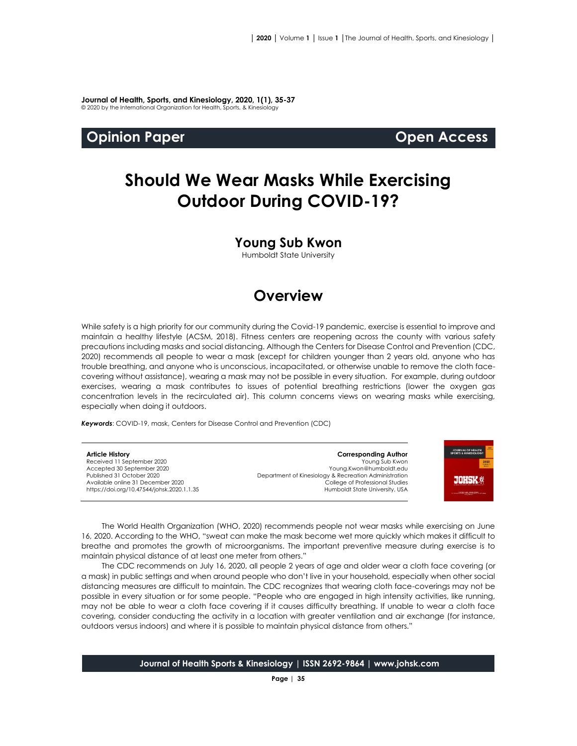**Journal of Health, Sports, and Kinesiology, 2020, 1(1), 35-37**
© 2020 by the International Organization for Health, Sports, & Kinesiology

**Opinion Paper** **Open Access**

# Should We Wear Masks While Exercising Outdoor During COVID-19?

## Young Sub Kwon

Humboldt State University

## Overview

While safety is a high priority for our community during the Covid-19 pandemic, exercise is essential to improve and maintain a healthy lifestyle (ACSM, 2018). Fitness centers are reopening across the county with various safety precautions including masks and social distancing. Although the Centers for Disease Control and Prevention (CDC, 2020) recommends all people to wear a mask (except for children younger than 2 years old, anyone who has trouble breathing, and anyone who is unconscious, incapacitated, or otherwise unable to remove the cloth face-covering without assistance), wearing a mask may not be possible in every situation. For example, during outdoor exercises, wearing a mask contributes to issues of potential breathing restrictions (lower the oxygen gas concentration levels in the recirculated air). This column concerns views on wearing masks while exercising, especially when doing it outdoors.

***Keywords***: COVID-19, mask, Centers for Disease Control and Prevention (CDC)

**Article History**
Received 11 September 2020
Accepted 30 September 2020
Published 31 October 2020
Available online 31 December 2020
https://doi.org/10.47544/johsk.2020.1.1.35

**Corresponding Author**
Young Sub Kwon
Young.Kwon@humboldt.edu
Department of Kinesiology & Recreation Administration
College of Professional Studies
Humboldt State University, USA

The World Health Organization (WHO, 2020) recommends people not wear masks while exercising on June 16, 2020. According to the WHO, "sweat can make the mask become wet more quickly which makes it difficult to breathe and promotes the growth of microorganisms. The important preventive measure during exercise is to maintain physical distance of at least one meter from others."

The CDC recommends on July 16, 2020, all people 2 years of age and older wear a cloth face covering (or a mask) in public settings and when around people who don't live in your household, especially when other social distancing measures are difficult to maintain. The CDC recognizes that wearing cloth face-coverings may not be possible in every situation or for some people. "People who are engaged in high intensity activities, like running, may not be able to wear a cloth face covering if it causes difficulty breathing. If unable to wear a cloth face covering, consider conducting the activity in a location with greater ventilation and air exchange (for instance, outdoors versus indoors) and where it is possible to maintain physical distance from others."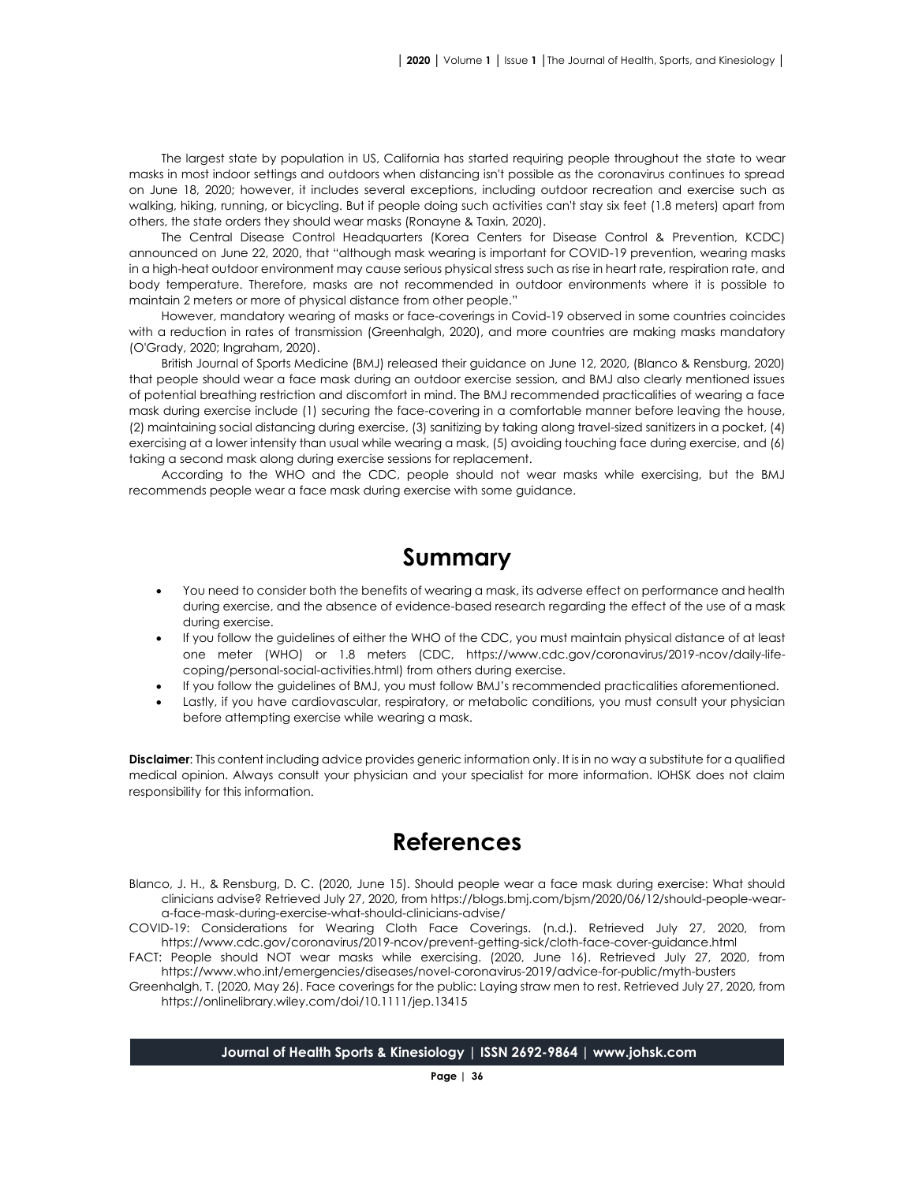The largest state by population in US, California has started requiring people throughout the state to wear masks in most indoor settings and outdoors when distancing isn't possible as the coronavirus continues to spread on June 18, 2020; however, it includes several exceptions, including outdoor recreation and exercise such as walking, hiking, running, or bicycling. But if people doing such activities can't stay six feet (1.8 meters) apart from others, the state orders they should wear masks (Ronayne & Taxin, 2020).

The Central Disease Control Headquarters (Korea Centers for Disease Control & Prevention, KCDC) announced on June 22, 2020, that "although mask wearing is important for COVID-19 prevention, wearing masks in a high-heat outdoor environment may cause serious physical stress such as rise in heart rate, respiration rate, and body temperature. Therefore, masks are not recommended in outdoor environments where it is possible to maintain 2 meters or more of physical distance from other people."

However, mandatory wearing of masks or face-coverings in Covid-19 observed in some countries coincides with a reduction in rates of transmission (Greenhalgh, 2020), and more countries are making masks mandatory (O'Grady, 2020; Ingraham, 2020).

British Journal of Sports Medicine (BMJ) released their guidance on June 12, 2020, (Blanco & Rensburg, 2020) that people should wear a face mask during an outdoor exercise session, and BMJ also clearly mentioned issues of potential breathing restriction and discomfort in mind. The BMJ recommended practicalities of wearing a face mask during exercise include (1) securing the face-covering in a comfortable manner before leaving the house, (2) maintaining social distancing during exercise, (3) sanitizing by taking along travel-sized sanitizers in a pocket, (4) exercising at a lower intensity than usual while wearing a mask, (5) avoiding touching face during exercise, and (6) taking a second mask along during exercise sessions for replacement.

According to the WHO and the CDC, people should not wear masks while exercising, but the BMJ recommends people wear a face mask during exercise with some guidance.

## Summary

- You need to consider both the benefits of wearing a mask, its adverse effect on performance and health during exercise, and the absence of evidence-based research regarding the effect of the use of a mask during exercise.
- If you follow the guidelines of either the WHO of the CDC, you must maintain physical distance of at least one meter (WHO) or 1.8 meters (CDC, https://www.cdc.gov/coronavirus/2019-ncov/daily-life-coping/personal-social-activities.html) from others during exercise.
- If you follow the guidelines of BMJ, you must follow BMJ's recommended practicalities aforementioned.
- Lastly, if you have cardiovascular, respiratory, or metabolic conditions, you must consult your physician before attempting exercise while wearing a mask.

**Disclaimer**: This content including advice provides generic information only. It is in no way a substitute for a qualified medical opinion. Always consult your physician and your specialist for more information. IOHSK does not claim responsibility for this information.

## References

Blanco, J. H., & Rensburg, D. C. (2020, June 15). Should people wear a face mask during exercise: What should clinicians advise? Retrieved July 27, 2020, from https://blogs.bmj.com/bjsm/2020/06/12/should-people-wear-a-face-mask-during-exercise-what-should-clinicians-advise/

COVID-19: Considerations for Wearing Cloth Face Coverings. (n.d.). Retrieved July 27, 2020, from https://www.cdc.gov/coronavirus/2019-ncov/prevent-getting-sick/cloth-face-cover-guidance.html

FACT: People should NOT wear masks while exercising. (2020, June 16). Retrieved July 27, 2020, from https://www.who.int/emergencies/diseases/novel-coronavirus-2019/advice-for-public/myth-busters

Greenhalgh, T. (2020, May 26). Face coverings for the public: Laying straw men to rest. Retrieved July 27, 2020, from https://onlinelibrary.wiley.com/doi/10.1111/jep.13415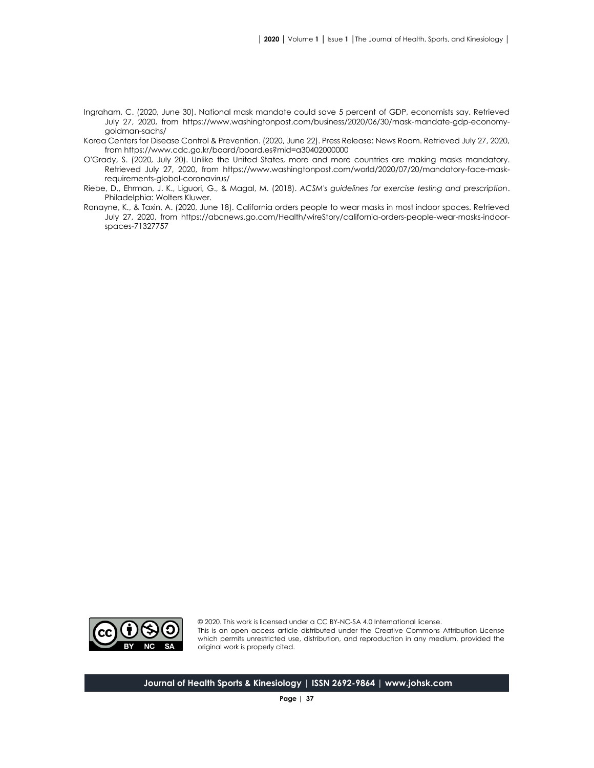Ingraham, C. (2020, June 30). National mask mandate could save 5 percent of GDP, economists say. Retrieved July 27, 2020, from https://www.washingtonpost.com/business/2020/06/30/mask-mandate-gdp-economy-goldman-sachs/

Korea Centers for Disease Control & Prevention. (2020, June 22). Press Release: News Room. Retrieved July 27, 2020, from https://www.cdc.go.kr/board/board.es?mid=a30402000000

O'Grady, S. (2020, July 20). Unlike the United States, more and more countries are making masks mandatory. Retrieved July 27, 2020, from https://www.washingtonpost.com/world/2020/07/20/mandatory-face-mask-requirements-global-coronavirus/

Riebe, D., Ehrman, J. K., Liguori, G., & Magal, M. (2018). *ACSM's guidelines for exercise testing and prescription*. Philadelphia: Wolters Kluwer.

Ronayne, K., & Taxin, A. (2020, June 18). California orders people to wear masks in most indoor spaces. Retrieved July 27, 2020, from https://abcnews.go.com/Health/wireStory/california-orders-people-wear-masks-indoor-spaces-71327757

© 2020. This work is licensed under a CC BY-NC-SA 4.0 International license.
This is an open access article distributed under the Creative Commons Attribution License which permits unrestricted use, distribution, and reproduction in any medium, provided the original work is properly cited.